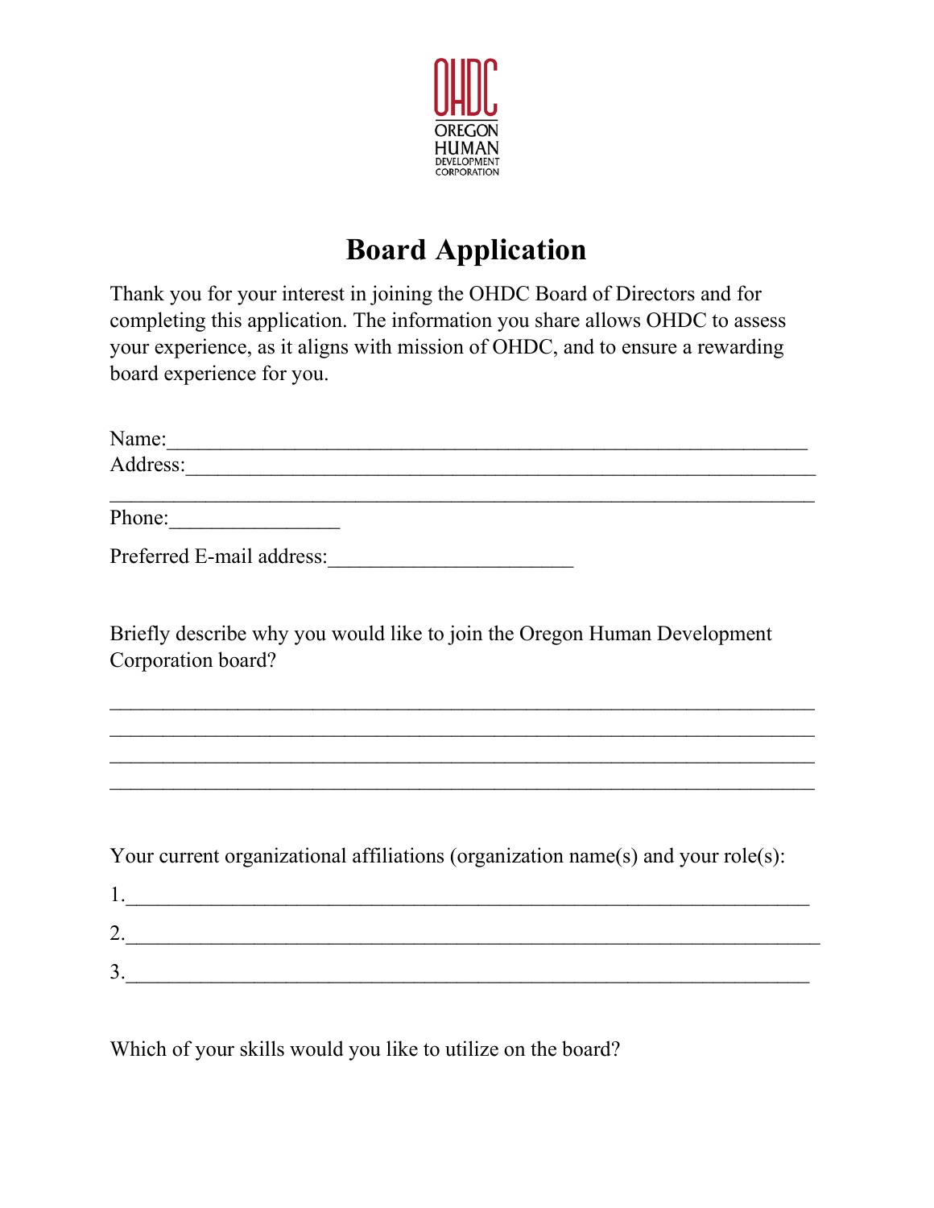OHDC
OREGON
HUMAN
DEVELOPMENT
CORPORATION

# Board Application

Thank you for your interest in joining the OHDC Board of Directors and for completing this application. The information you share allows OHDC to assess your experience, as it aligns with mission of OHDC, and to ensure a rewarding board experience for you.

Name:_______________________________________________________________

Address:_____________________________________________________________

_____________________________________________________________________

Phone:________________

Preferred E-mail address:_______________________

Briefly describe why you would like to join the Oregon Human Development Corporation board?

_____________________________________________________________________

_____________________________________________________________________

_____________________________________________________________________

_____________________________________________________________________

Your current organizational affiliations (organization name(s) and your role(s):

1.____________________________________________________________________

2.____________________________________________________________________

3.____________________________________________________________________

Which of your skills would you like to utilize on the board?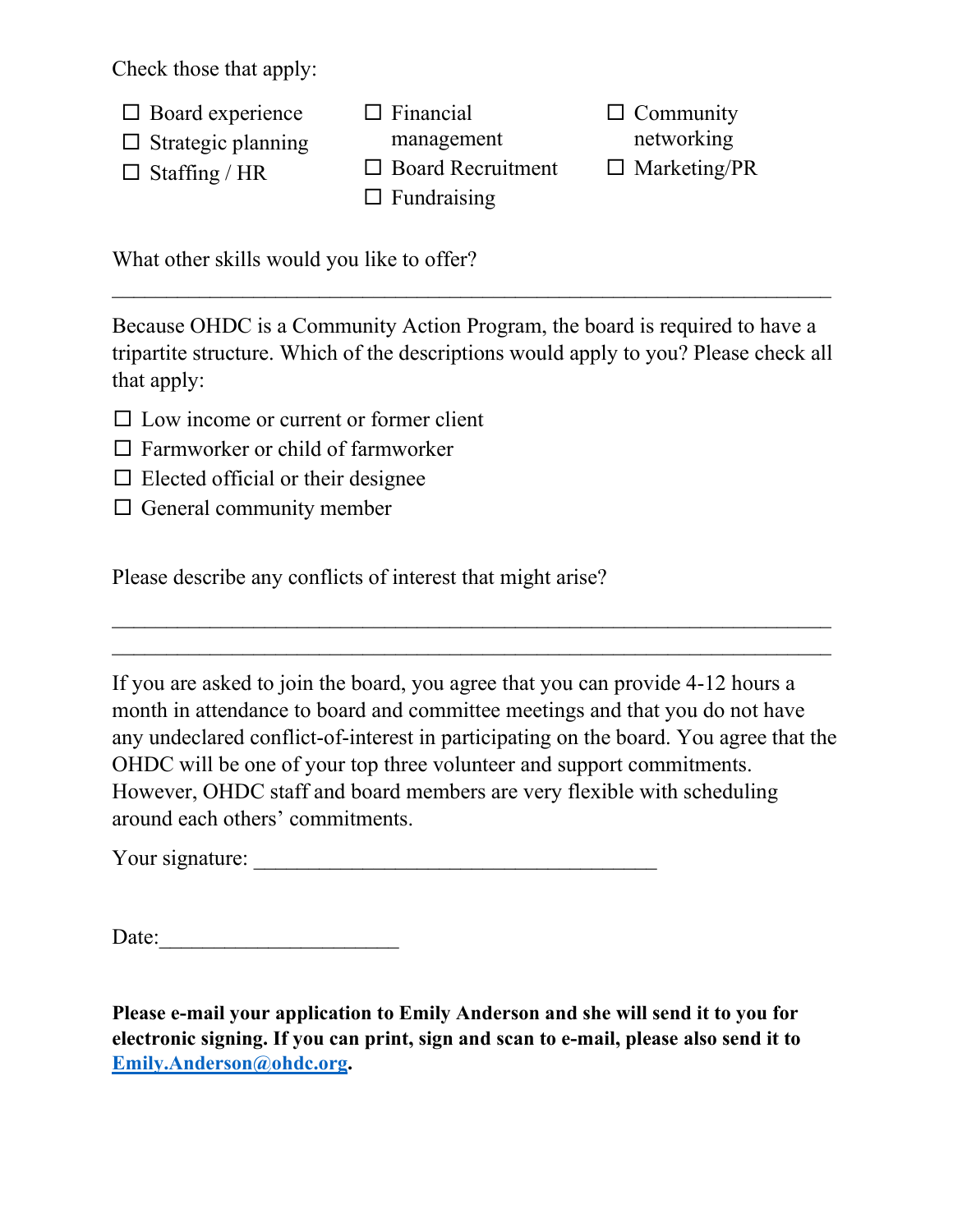Check those that apply:

- ☐ Board experience
- ☐ Strategic planning
- ☐ Staffing / HR
- ☐ Financial management
- ☐ Board Recruitment
- ☐ Fundraising
- ☐ Community networking
- ☐ Marketing/PR

What other skills would you like to offer?

_______________________________________________________________

Because OHDC is a Community Action Program, the board is required to have a tripartite structure. Which of the descriptions would apply to you? Please check all that apply:

- ☐ Low income or current or former client
- ☐ Farmworker or child of farmworker
- ☐ Elected official or their designee
- ☐ General community member

Please describe any conflicts of interest that might arise?

_______________________________________________________________

_______________________________________________________________

If you are asked to join the board, you agree that you can provide 4-12 hours a month in attendance to board and committee meetings and that you do not have any undeclared conflict-of-interest in participating on the board. You agree that the OHDC will be one of your top three volunteer and support commitments. However, OHDC staff and board members are very flexible with scheduling around each others' commitments.

Your signature: ___________________________________

Date:_____________________

**Please e-mail your application to Emily Anderson and she will send it to you for electronic signing. If you can print, sign and scan to e-mail, please also send it to [Emily.Anderson@ohdc.org](mailto:Emily.Anderson@ohdc.org).**